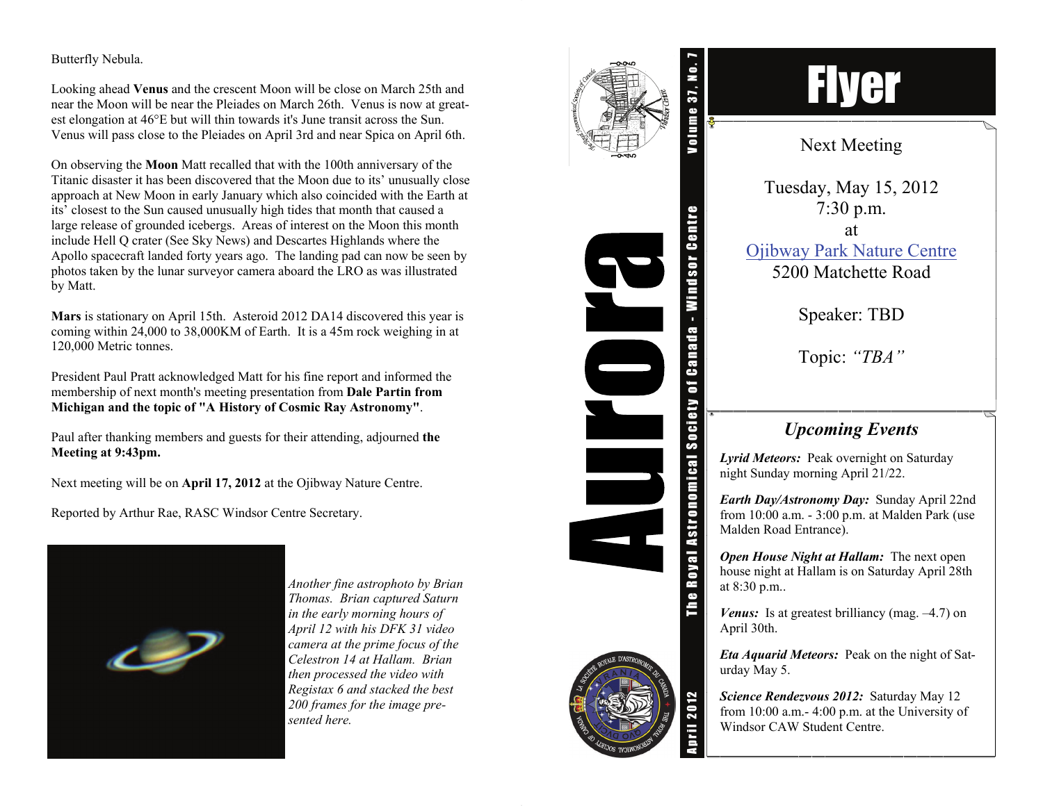Butterfly Nebula.

Looking ahead **Venus** and the crescent Moon will be close on March 25th and near the Moon will be near the Pleiades on March 26th. Venus is now at greatest elongation at 46°E but will thin towards it's June transit across the Sun. Venus will pass close to the Pleiades on April 3rd and near Spica on April 6th.

On observing the **Moon** Matt recalled that with the 100th anniversary of the Titanic disaster it has been discovered that the Moon due to its' unusually close approach at New Moon in early January which also coincided with the Earth at its' closest to the Sun caused unusually high tides that month that caused a large release of grounded icebergs. Areas of interest on the Moon this month include Hell Q crater (See Sky News) and Descartes Highlands where the Apollo spacecraft landed forty years ago. The landing pad can now be seen by photos taken by the lunar surveyor camera aboard the LRO as was illustrated by Matt.

**Mars** is stationary on April 15th. Asteroid 2012 DA14 discovered this year is coming within 24,000 to 38,000KM of Earth. It is a 45m rock weighing in at 120,000 Metric tonnes.

President Paul Pratt acknowledged Matt for his fine report and informed the membership of next month's meeting presentation from **Dale Partin from Michigan and the topic of "A History of Cosmic Ray Astronomy"**.

Paul after thanking members and guests for their attending, adjourned **the Meeting at 9:43pm.**

Next meeting will be on **April 17, 2012** at the Ojibway Nature Centre.

Reported by Arthur Rae, RASC Windsor Centre Secretary.

*Another fine astrophoto by Brian Thomas. Brian captured Saturn in the early morning hours of April 12 with his DFK 31 video camera at the prime focus of the Celestron 14 at Hallam. Brian then processed the video with Registax 6 and stacked the best 200 frames for the image presented here.*

# Aurora

**The Royal Astronomical Society of Canada - Windsor Centre**

**Volume 37, No. 7**

**April 2012**

# Flyer

## Next Meeting

Tuesday, May 15, 2012
7:30 p.m.
at
Ojibway Park Nature Centre
5200 Matchette Road

Speaker: TBD

Topic: *"TBA"*

## *Upcoming Events*

***Lyrid Meteors:*** Peak overnight on Saturday night Sunday morning April 21/22.

***Earth Day/Astronomy Day:*** Sunday April 22nd from 10:00 a.m. - 3:00 p.m. at Malden Park (use Malden Road Entrance).

***Open House Night at Hallam:*** The next open house night at Hallam is on Saturday April 28th at 8:30 p.m..

***Venus:*** Is at greatest brilliancy (mag. –4.7) on April 30th.

***Eta Aquarid Meteors:*** Peak on the night of Saturday May 5.

***Science Rendezvous 2012:*** Saturday May 12 from 10:00 a.m.- 4:00 p.m. at the University of Windsor CAW Student Centre.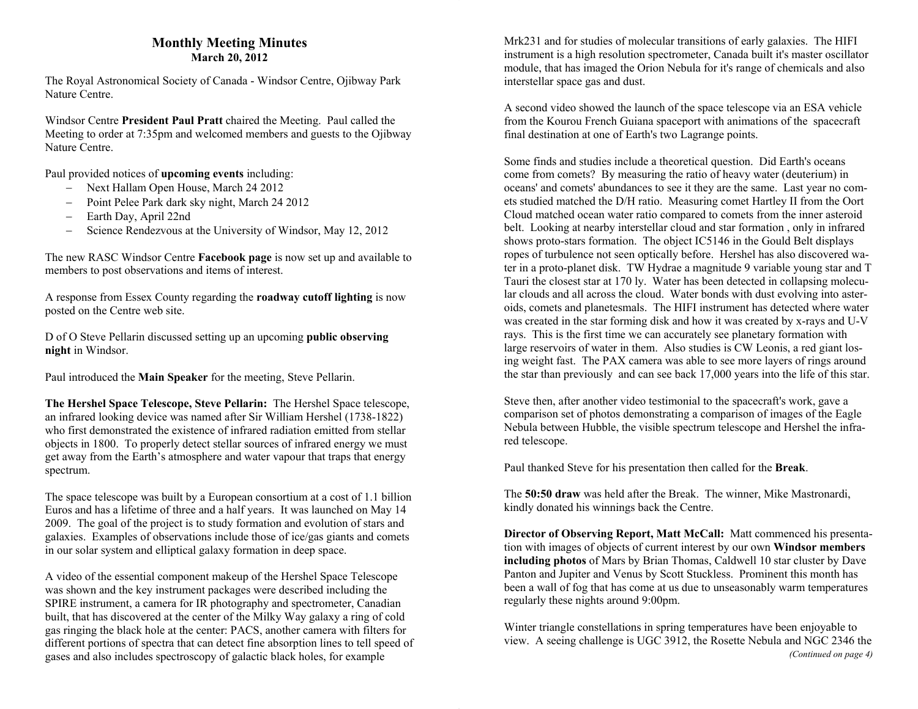## Monthly Meeting Minutes
### March 20, 2012

The Royal Astronomical Society of Canada - Windsor Centre, Ojibway Park Nature Centre.

Windsor Centre **President Paul Pratt** chaired the Meeting. Paul called the Meeting to order at 7:35pm and welcomed members and guests to the Ojibway Nature Centre.

Paul provided notices of **upcoming events** including:

- Next Hallam Open House, March 24 2012
- Point Pelee Park dark sky night, March 24 2012
- Earth Day, April 22nd
- Science Rendezvous at the University of Windsor, May 12, 2012

The new RASC Windsor Centre **Facebook page** is now set up and available to members to post observations and items of interest.

A response from Essex County regarding the **roadway cutoff lighting** is now posted on the Centre web site.

D of O Steve Pellarin discussed setting up an upcoming **public observing night** in Windsor.

Paul introduced the **Main Speaker** for the meeting, Steve Pellarin.

**The Hershel Space Telescope, Steve Pellarin:** The Hershel Space telescope, an infrared looking device was named after Sir William Hershel (1738-1822) who first demonstrated the existence of infrared radiation emitted from stellar objects in 1800. To properly detect stellar sources of infrared energy we must get away from the Earth's atmosphere and water vapour that traps that energy spectrum.

The space telescope was built by a European consortium at a cost of 1.1 billion Euros and has a lifetime of three and a half years. It was launched on May 14 2009. The goal of the project is to study formation and evolution of stars and galaxies. Examples of observations include those of ice/gas giants and comets in our solar system and elliptical galaxy formation in deep space.

A video of the essential component makeup of the Hershel Space Telescope was shown and the key instrument packages were described including the SPIRE instrument, a camera for IR photography and spectrometer, Canadian built, that has discovered at the center of the Milky Way galaxy a ring of cold gas ringing the black hole at the center: PACS, another camera with filters for different portions of spectra that can detect fine absorption lines to tell speed of gases and also includes spectroscopy of galactic black holes, for example Mrk231 and for studies of molecular transitions of early galaxies. The HIFI instrument is a high resolution spectrometer, Canada built it's master oscillator module, that has imaged the Orion Nebula for it's range of chemicals and also interstellar space gas and dust.

A second video showed the launch of the space telescope via an ESA vehicle from the Kourou French Guiana spaceport with animations of the spacecraft final destination at one of Earth's two Lagrange points.

Some finds and studies include a theoretical question. Did Earth's oceans come from comets? By measuring the ratio of heavy water (deuterium) in oceans' and comets' abundances to see it they are the same. Last year no comets studied matched the D/H ratio. Measuring comet Hartley II from the Oort Cloud matched ocean water ratio compared to comets from the inner asteroid belt. Looking at nearby interstellar cloud and star formation , only in infrared shows proto-stars formation. The object IC5146 in the Gould Belt displays ropes of turbulence not seen optically before. Hershel has also discovered water in a proto-planet disk. TW Hydrae a magnitude 9 variable young star and T Tauri the closest star at 170 ly. Water has been detected in collapsing molecular clouds and all across the cloud. Water bonds with dust evolving into asteroids, comets and planetesmals. The HIFI instrument has detected where water was created in the star forming disk and how it was created by x-rays and U-V rays. This is the first time we can accurately see planetary formation with large reservoirs of water in them. Also studies is CW Leonis, a red giant losing weight fast. The PAX camera was able to see more layers of rings around the star than previously and can see back 17,000 years into the life of this star.

Steve then, after another video testimonial to the spacecraft's work, gave a comparison set of photos demonstrating a comparison of images of the Eagle Nebula between Hubble, the visible spectrum telescope and Hershel the infrared telescope.

Paul thanked Steve for his presentation then called for the **Break**.

The **50:50 draw** was held after the Break. The winner, Mike Mastronardi, kindly donated his winnings back the Centre.

**Director of Observing Report, Matt McCall:** Matt commenced his presentation with images of objects of current interest by our own **Windsor members including photos** of Mars by Brian Thomas, Caldwell 10 star cluster by Dave Panton and Jupiter and Venus by Scott Stuckless. Prominent this month has been a wall of fog that has come at us due to unseasonably warm temperatures regularly these nights around 9:00pm.

Winter triangle constellations in spring temperatures have been enjoyable to view. A seeing challenge is UGC 3912, the Rosette Nebula and NGC 2346 the

*(Continued on page 4)*